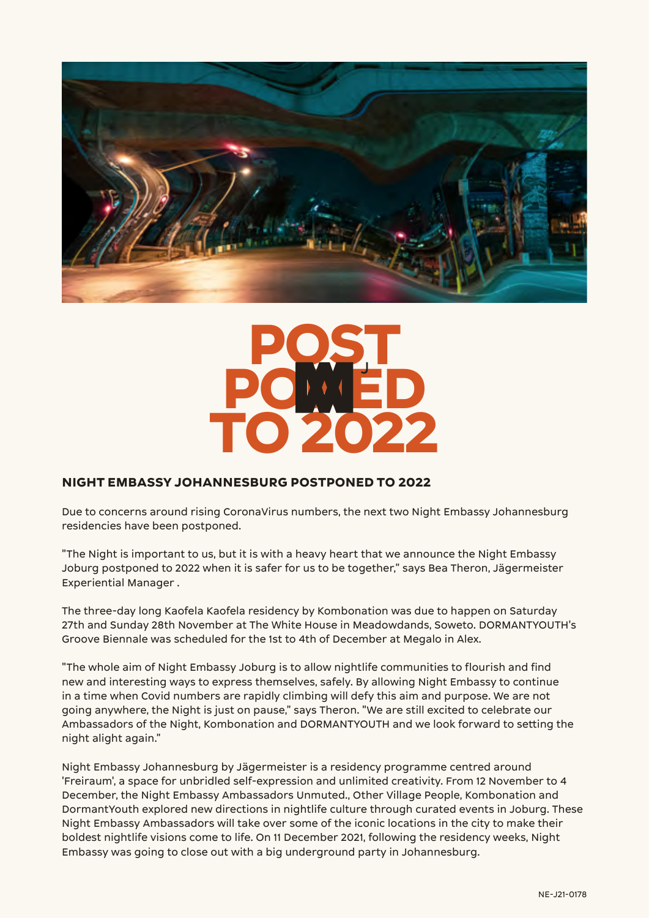# POSTPONED TO 2022

## NIGHT EMBASSY JOHANNESBURG POSTPONED TO 2022

Due to concerns around rising CoronaVirus numbers, the next two Night Embassy Johannesburg residencies have been postponed.

"The Night is important to us, but it is with a heavy heart that we announce the Night Embassy Joburg postponed to 2022 when it is safer for us to be together," says Bea Theron, Jägermeister Experiential Manager .

The three-day long Kaofela Kaofela residency by Kombonation was due to happen on Saturday 27th and Sunday 28th November at The White House in Meadowdands, Soweto. DORMANTYOUTH's Groove Biennale was scheduled for the 1st to 4th of December at Megalo in Alex.

"The whole aim of Night Embassy Joburg is to allow nightlife communities to flourish and find new and interesting ways to express themselves, safely. By allowing Night Embassy to continue in a time when Covid numbers are rapidly climbing will defy this aim and purpose. We are not going anywhere, the Night is just on pause," says Theron. "We are still excited to celebrate our Ambassadors of the Night, Kombonation and DORMANTYOUTH and we look forward to setting the night alight again."

Night Embassy Johannesburg by Jägermeister is a residency programme centred around 'Freiraum', a space for unbridled self-expression and unlimited creativity. From 12 November to 4 December, the Night Embassy Ambassadors Unmuted., Other Village People, Kombonation and DormantYouth explored new directions in nightlife culture through curated events in Joburg. These Night Embassy Ambassadors will take over some of the iconic locations in the city to make their boldest nightlife visions come to life. On 11 December 2021, following the residency weeks, Night Embassy was going to close out with a big underground party in Johannesburg.

NE-J21-0178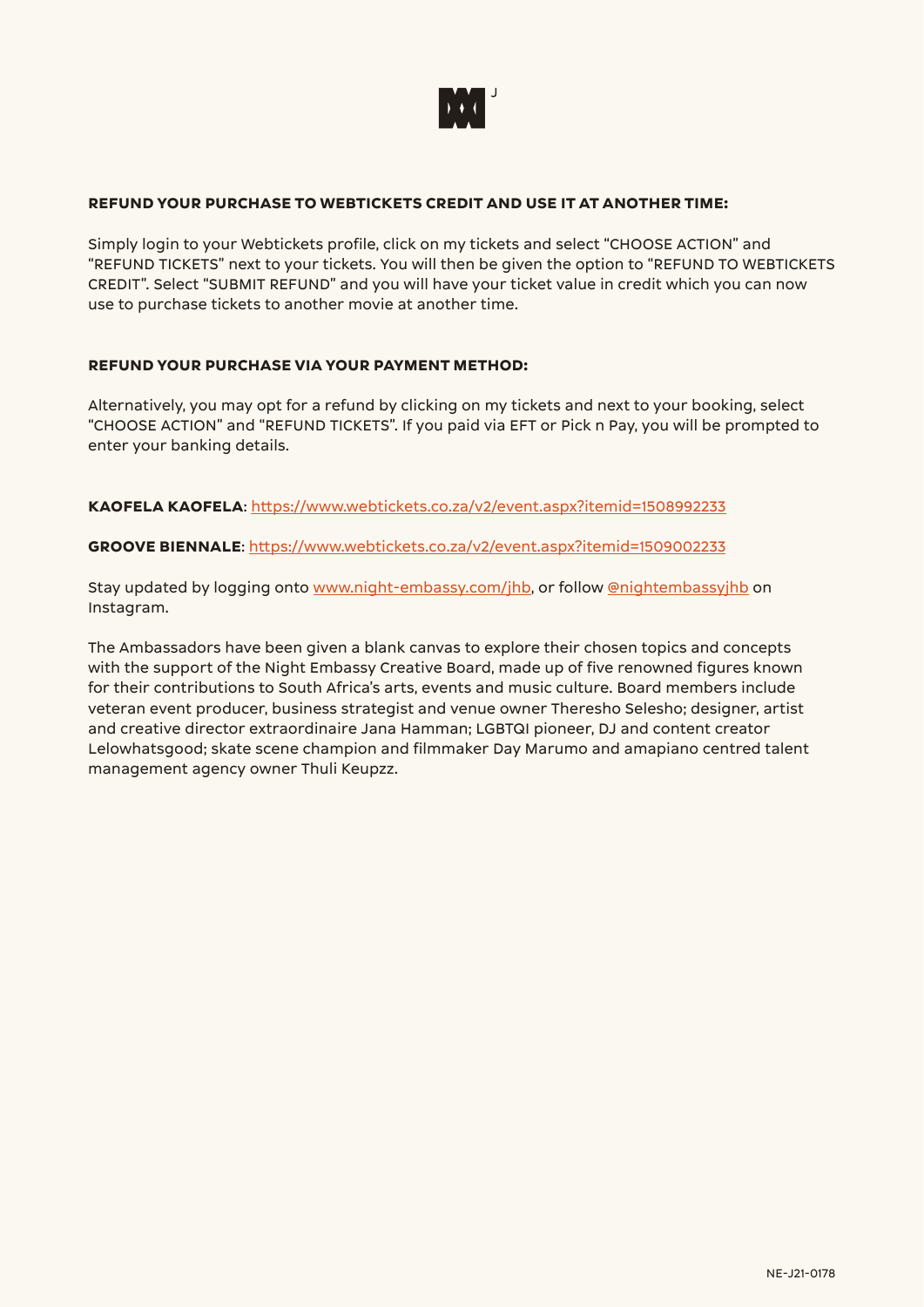**REFUND YOUR PURCHASE TO WEBTICKETS CREDIT AND USE IT AT ANOTHER TIME:**

Simply login to your Webtickets profile, click on my tickets and select "CHOOSE ACTION" and "REFUND TICKETS" next to your tickets. You will then be given the option to "REFUND TO WEBTICKETS CREDIT". Select "SUBMIT REFUND" and you will have your ticket value in credit which you can now use to purchase tickets to another movie at another time.

**REFUND YOUR PURCHASE VIA YOUR PAYMENT METHOD:**

Alternatively, you may opt for a refund by clicking on my tickets and next to your booking, select "CHOOSE ACTION" and "REFUND TICKETS". If you paid via EFT or Pick n Pay, you will be prompted to enter your banking details.

**KAOFELA KAOFELA**: https://www.webtickets.co.za/v2/event.aspx?itemid=1508992233

**GROOVE BIENNALE**: https://www.webtickets.co.za/v2/event.aspx?itemid=1509002233

Stay updated by logging onto www.night-embassy.com/jhb, or follow @nightembassyjhb on Instagram.

The Ambassadors have been given a blank canvas to explore their chosen topics and concepts with the support of the Night Embassy Creative Board, made up of five renowned figures known for their contributions to South Africa's arts, events and music culture. Board members include veteran event producer, business strategist and venue owner Theresho Selesho; designer, artist and creative director extraordinaire Jana Hamman; LGBTQI pioneer, DJ and content creator Lelowhatsgood; skate scene champion and filmmaker Day Marumo and amapiano centred talent management agency owner Thuli Keupzz.

NE-J21-0178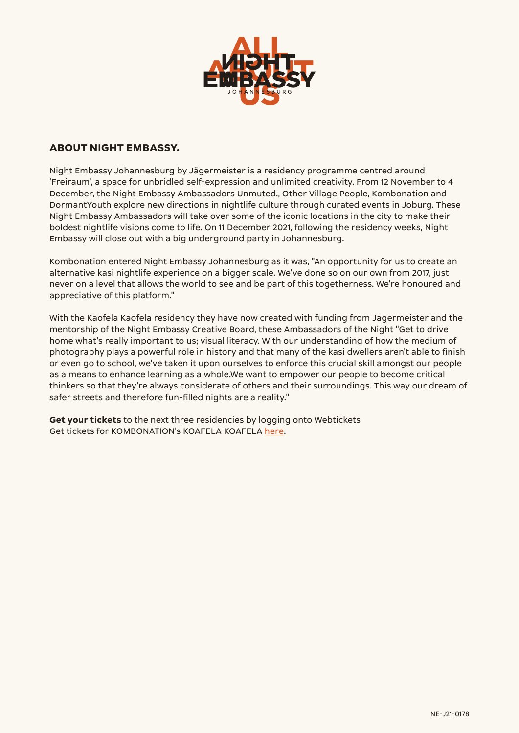## ABOUT NIGHT EMBASSY.

Night Embassy Johannesburg by Jägermeister is a residency programme centred around 'Freiraum', a space for unbridled self-expression and unlimited creativity. From 12 November to 4 December, the Night Embassy Ambassadors Unmuted., Other Village People, Kombonation and DormantYouth explore new directions in nightlife culture through curated events in Joburg. These Night Embassy Ambassadors will take over some of the iconic locations in the city to make their boldest nightlife visions come to life. On 11 December 2021, following the residency weeks, Night Embassy will close out with a big underground party in Johannesburg.

Kombonation entered Night Embassy Johannesburg as it was, "An opportunity for us to create an alternative kasi nightlife experience on a bigger scale. We've done so on our own from 2017, just never on a level that allows the world to see and be part of this togetherness. We're honoured and appreciative of this platform."

With the Kaofela Kaofela residency they have now created with funding from Jagermeister and the mentorship of the Night Embassy Creative Board, these Ambassadors of the Night "Get to drive home what's really important to us; visual literacy. With our understanding of how the medium of photography plays a powerful role in history and that many of the kasi dwellers aren't able to finish or even go to school, we've taken it upon ourselves to enforce this crucial skill amongst our people as a means to enhance learning as a whole.We want to empower our people to become critical thinkers so that they're always considerate of others and their surroundings. This way our dream of safer streets and therefore fun-filled nights are a reality."

**Get your tickets** to the next three residencies by logging onto Webtickets
Get tickets for KOMBONATION's KOAFELA KOAFELA here.

NE-J21-0178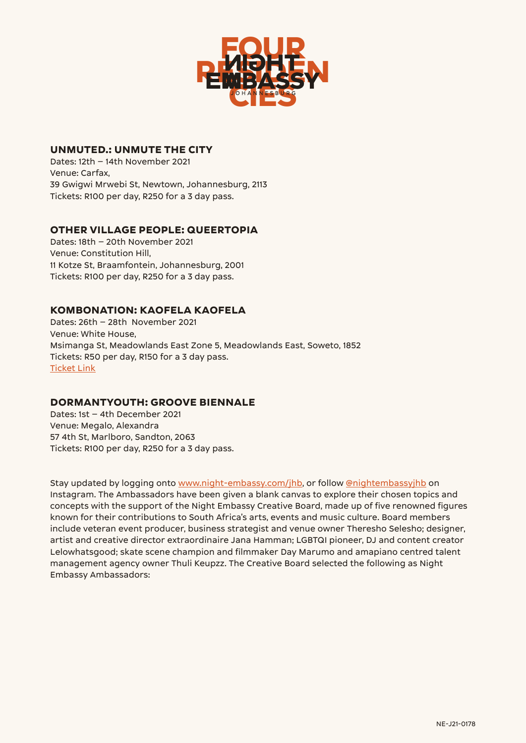## UNMUTED.: UNMUTE THE CITY

Dates: 12th – 14th November 2021
Venue: Carfax,
39 Gwigwi Mrwebi St, Newtown, Johannesburg, 2113
Tickets: R100 per day, R250 for a 3 day pass.

## OTHER VILLAGE PEOPLE: QUEERTOPIA

Dates: 18th – 20th November 2021
Venue: Constitution Hill,
11 Kotze St, Braamfontein, Johannesburg, 2001
Tickets: R100 per day, R250 for a 3 day pass.

## KOMBONATION: KAOFELA KAOFELA

Dates: 26th – 28th November 2021
Venue: White House,
Msimanga St, Meadowlands East Zone 5, Meadowlands East, Soweto, 1852
Tickets: R50 per day, R150 for a 3 day pass.
Ticket Link

## DORMANTYOUTH: GROOVE BIENNALE

Dates: 1st – 4th December 2021
Venue: Megalo, Alexandra
57 4th St, Marlboro, Sandton, 2063
Tickets: R100 per day, R250 for a 3 day pass.

Stay updated by logging onto www.night-embassy.com/jhb, or follow @nightembassyjhb on Instagram. The Ambassadors have been given a blank canvas to explore their chosen topics and concepts with the support of the Night Embassy Creative Board, made up of five renowned figures known for their contributions to South Africa's arts, events and music culture. Board members include veteran event producer, business strategist and venue owner Theresho Selesho; designer, artist and creative director extraordinaire Jana Hamman; LGBTQI pioneer, DJ and content creator Lelowhatsgood; skate scene champion and filmmaker Day Marumo and amapiano centred talent management agency owner Thuli Keupzz. The Creative Board selected the following as Night Embassy Ambassadors: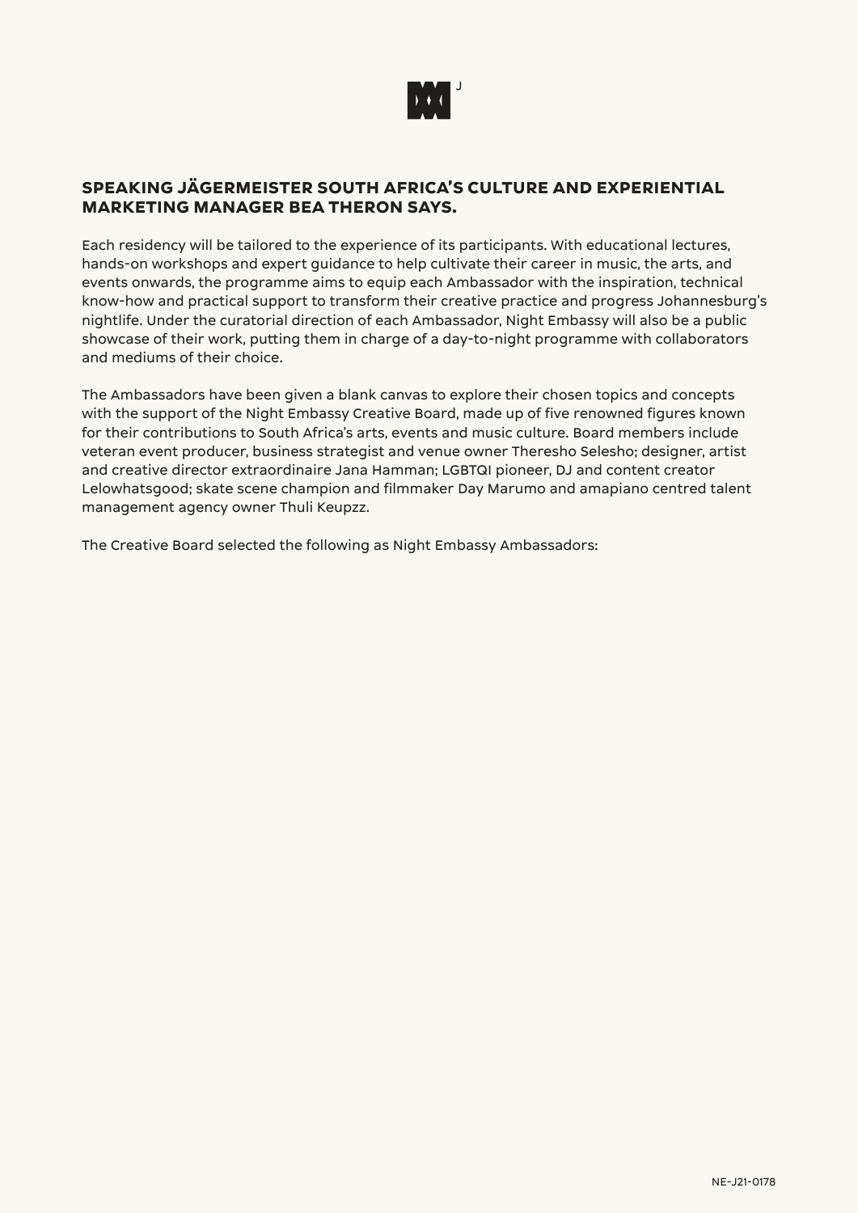## SPEAKING JÄGERMEISTER SOUTH AFRICA'S CULTURE AND EXPERIENTIAL MARKETING MANAGER BEA THERON SAYS.

Each residency will be tailored to the experience of its participants. With educational lectures, hands-on workshops and expert guidance to help cultivate their career in music, the arts, and events onwards, the programme aims to equip each Ambassador with the inspiration, technical know-how and practical support to transform their creative practice and progress Johannesburg's nightlife. Under the curatorial direction of each Ambassador, Night Embassy will also be a public showcase of their work, putting them in charge of a day-to-night programme with collaborators and mediums of their choice.

The Ambassadors have been given a blank canvas to explore their chosen topics and concepts with the support of the Night Embassy Creative Board, made up of five renowned figures known for their contributions to South Africa's arts, events and music culture. Board members include veteran event producer, business strategist and venue owner Theresho Selesho; designer, artist and creative director extraordinaire Jana Hamman; LGBTQI pioneer, DJ and content creator Lelowhatsgood; skate scene champion and filmmaker Day Marumo and amapiano centred talent management agency owner Thuli Keupzz.

The Creative Board selected the following as Night Embassy Ambassadors: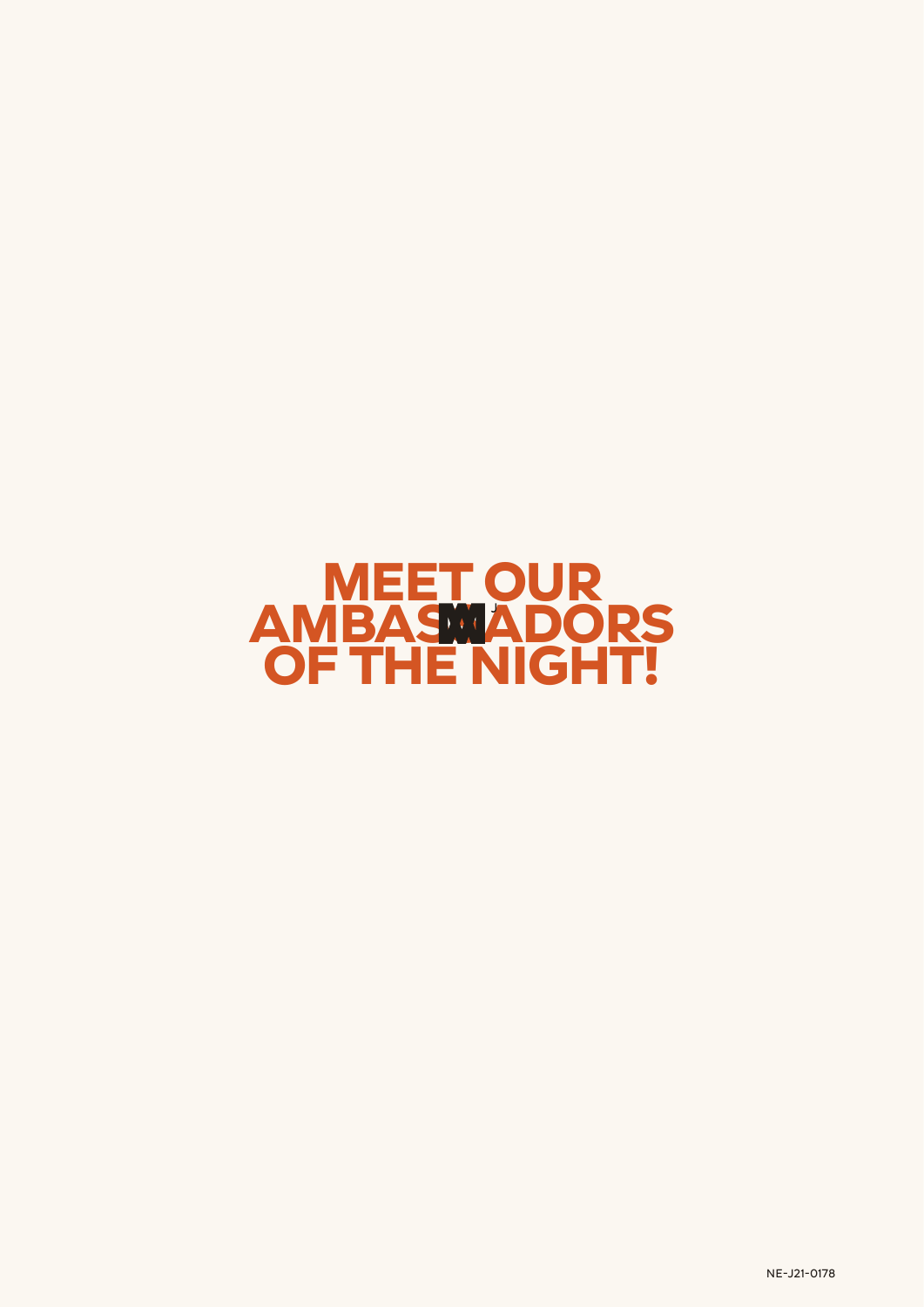# MEET OUR AMBASSADORS OF THE NIGHT!

NE-J21-0178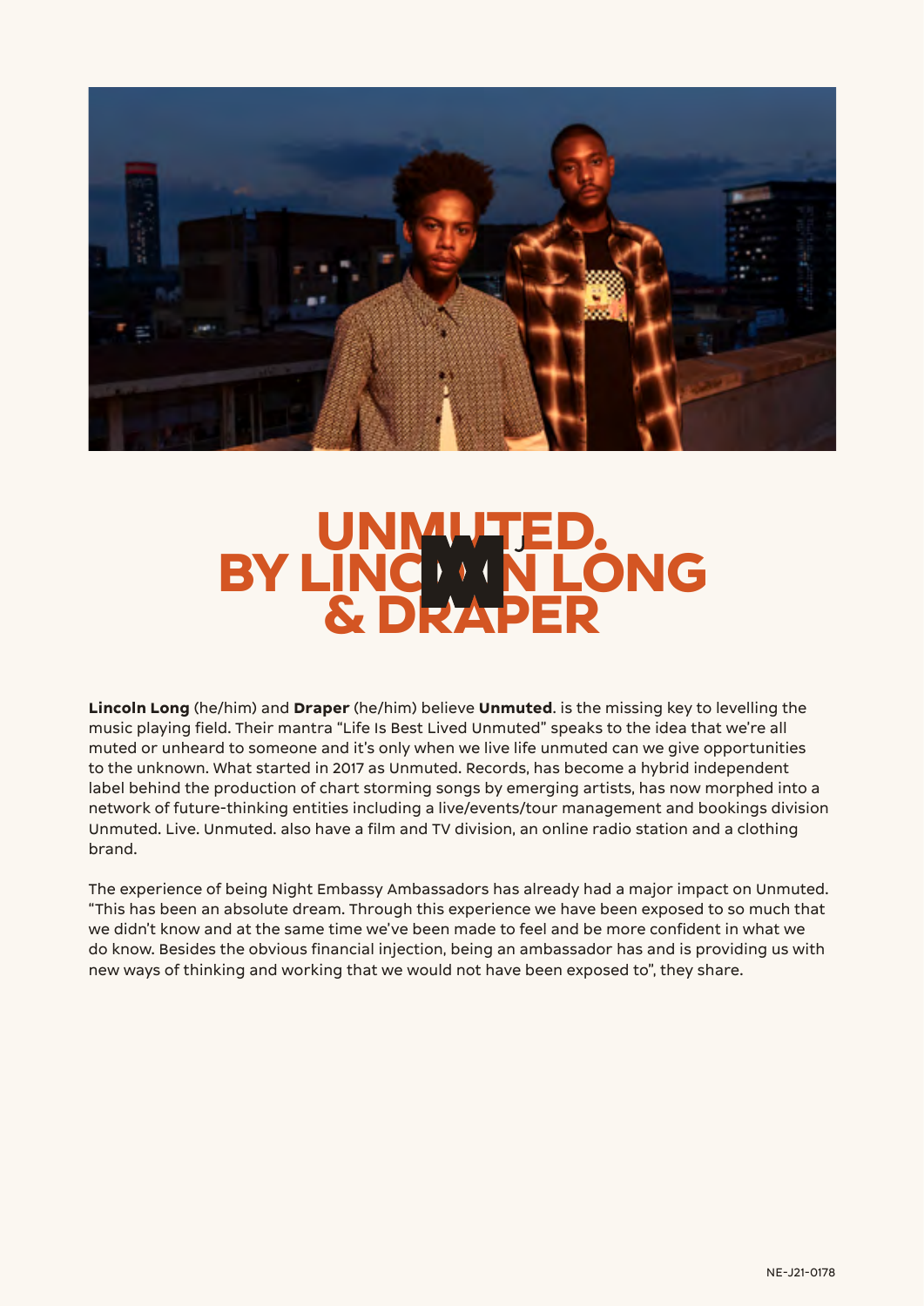# UNMUTED. BY LINCOLN LONG & DRAPER

**Lincoln Long** (he/him) and **Draper** (he/him) believe **Unmuted**. is the missing key to levelling the music playing field. Their mantra "Life Is Best Lived Unmuted" speaks to the idea that we're all muted or unheard to someone and it's only when we live life unmuted can we give opportunities to the unknown. What started in 2017 as Unmuted. Records, has become a hybrid independent label behind the production of chart storming songs by emerging artists, has now morphed into a network of future-thinking entities including a live/events/tour management and bookings division Unmuted. Live. Unmuted. also have a film and TV division, an online radio station and a clothing brand.

The experience of being Night Embassy Ambassadors has already had a major impact on Unmuted. "This has been an absolute dream. Through this experience we have been exposed to so much that we didn't know and at the same time we've been made to feel and be more confident in what we do know. Besides the obvious financial injection, being an ambassador has and is providing us with new ways of thinking and working that we would not have been exposed to", they share.

NE-J21-0178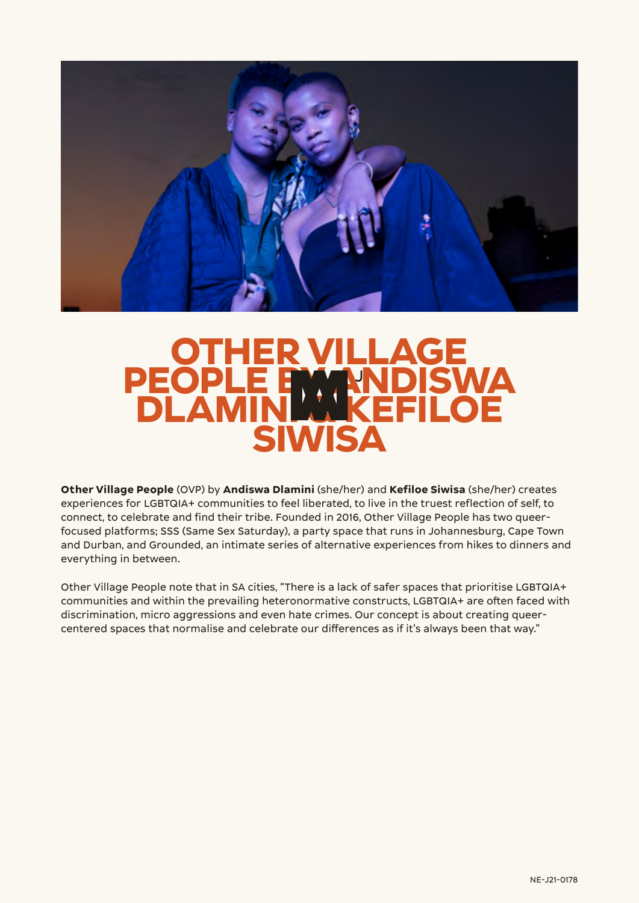# OTHER VILLAGE PEOPLE BY ANDISWA DLAMINI & KEFILOE SIWISA

**Other Village People** (OVP) by **Andiswa Dlamini** (she/her) and **Kefiloe Siwisa** (she/her) creates experiences for LGBTQIA+ communities to feel liberated, to live in the truest reflection of self, to connect, to celebrate and find their tribe. Founded in 2016, Other Village People has two queer-focused platforms; SSS (Same Sex Saturday), a party space that runs in Johannesburg, Cape Town and Durban, and Grounded, an intimate series of alternative experiences from hikes to dinners and everything in between.

Other Village People note that in SA cities, "There is a lack of safer spaces that prioritise LGBTQIA+ communities and within the prevailing heteronormative constructs, LGBTQIA+ are often faced with discrimination, micro aggressions and even hate crimes. Our concept is about creating queer-centered spaces that normalise and celebrate our differences as if it's always been that way."

NE-J21-0178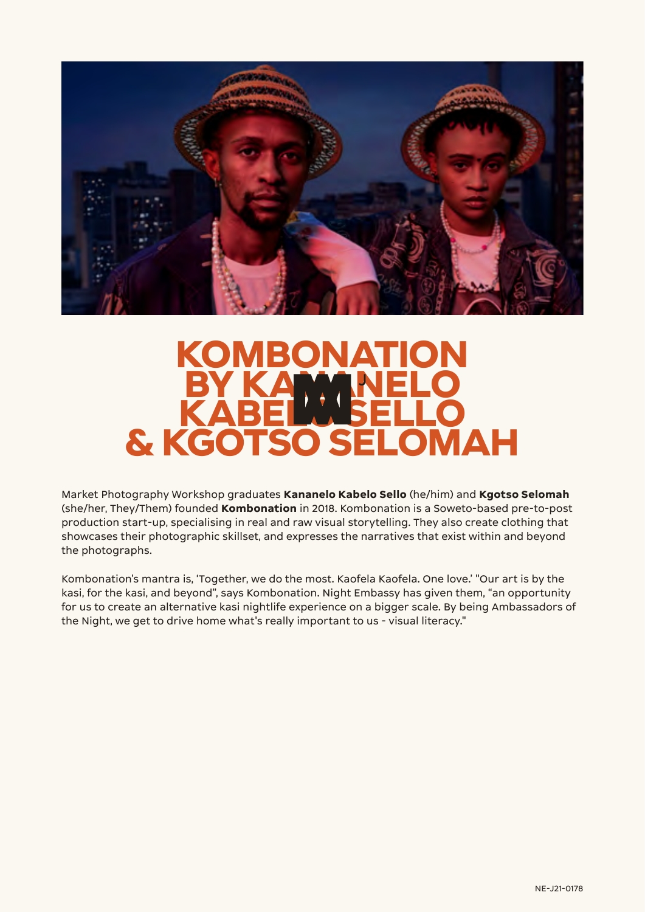# KOMBONATION BY KANANELO KABELO SELLO & KGOTSO SELOMAH

Market Photography Workshop graduates **Kananelo Kabelo Sello** (he/him) and **Kgotso Selomah** (she/her, They/Them) founded **Kombonation** in 2018. Kombonation is a Soweto-based pre-to-post production start-up, specialising in real and raw visual storytelling. They also create clothing that showcases their photographic skillset, and expresses the narratives that exist within and beyond the photographs.

Kombonation's mantra is, 'Together, we do the most. Kaofela Kaofela. One love.' "Our art is by the kasi, for the kasi, and beyond", says Kombonation. Night Embassy has given them, "an opportunity for us to create an alternative kasi nightlife experience on a bigger scale. By being Ambassadors of the Night, we get to drive home what's really important to us - visual literacy."

NE-J21-0178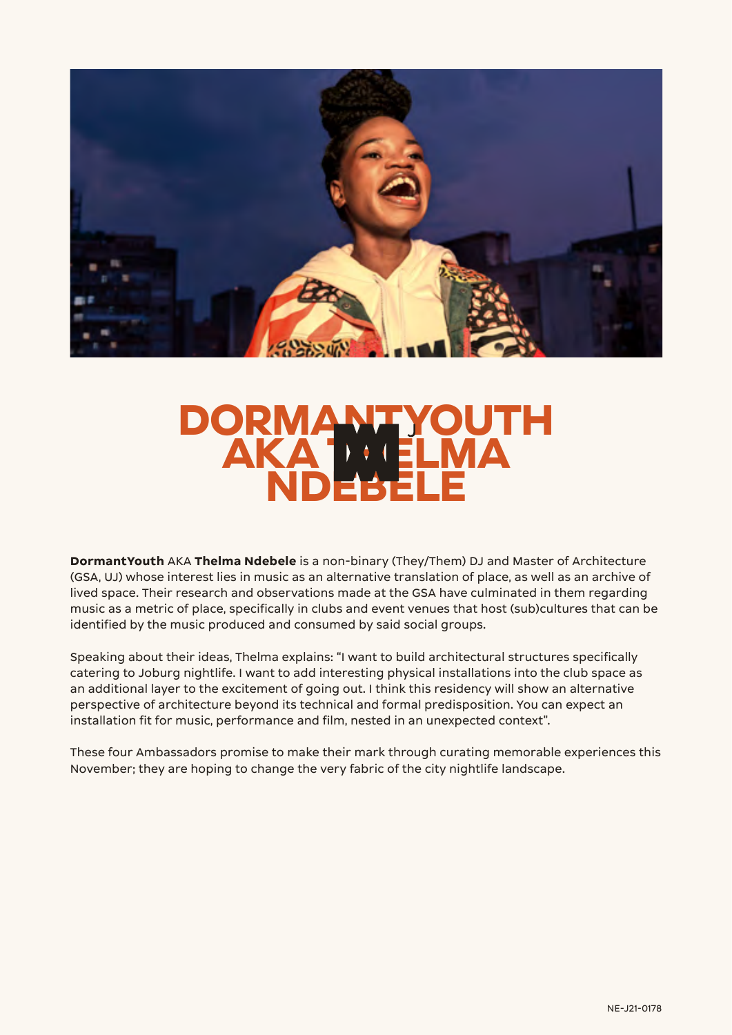# DORMANTYOUTH AKA THELMA NDEBELE

**DormantYouth** AKA **Thelma Ndebele** is a non-binary (They/Them) DJ and Master of Architecture (GSA, UJ) whose interest lies in music as an alternative translation of place, as well as an archive of lived space. Their research and observations made at the GSA have culminated in them regarding music as a metric of place, specifically in clubs and event venues that host (sub)cultures that can be identified by the music produced and consumed by said social groups.

Speaking about their ideas, Thelma explains: "I want to build architectural structures specifically catering to Joburg nightlife. I want to add interesting physical installations into the club space as an additional layer to the excitement of going out. I think this residency will show an alternative perspective of architecture beyond its technical and formal predisposition. You can expect an installation fit for music, performance and film, nested in an unexpected context".

These four Ambassadors promise to make their mark through curating memorable experiences this November; they are hoping to change the very fabric of the city nightlife landscape.

NE-J21-0178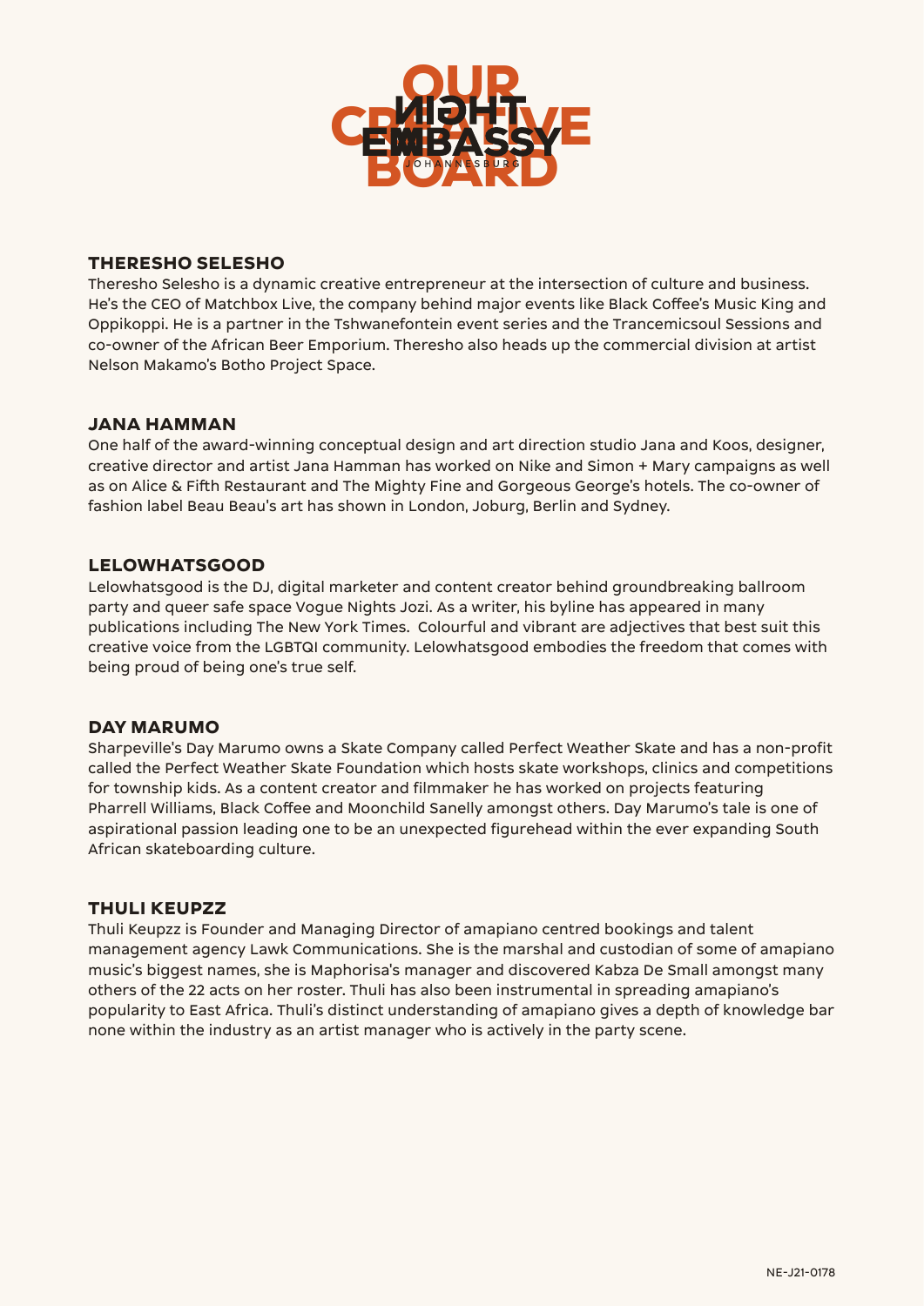# OUR CREATIVE BOARD

NIGHT EMBASSY JOHANNESBURG

### THERESHO SELESHO

Theresho Selesho is a dynamic creative entrepreneur at the intersection of culture and business. He's the CEO of Matchbox Live, the company behind major events like Black Coffee's Music King and Oppikoppi. He is a partner in the Tshwanefontein event series and the Trancemicsoul Sessions and co-owner of the African Beer Emporium. Theresho also heads up the commercial division at artist Nelson Makamo's Botho Project Space.

### JANA HAMMAN

One half of the award-winning conceptual design and art direction studio Jana and Koos, designer, creative director and artist Jana Hamman has worked on Nike and Simon + Mary campaigns as well as on Alice & Fifth Restaurant and The Mighty Fine and Gorgeous George's hotels. The co-owner of fashion label Beau Beau's art has shown in London, Joburg, Berlin and Sydney.

### LELOWHATSGOOD

Lelowhatsgood is the DJ, digital marketer and content creator behind groundbreaking ballroom party and queer safe space Vogue Nights Jozi. As a writer, his byline has appeared in many publications including The New York Times. Colourful and vibrant are adjectives that best suit this creative voice from the LGBTQI community. Lelowhatsgood embodies the freedom that comes with being proud of being one's true self.

### DAY MARUMO

Sharpeville's Day Marumo owns a Skate Company called Perfect Weather Skate and has a non-profit called the Perfect Weather Skate Foundation which hosts skate workshops, clinics and competitions for township kids. As a content creator and filmmaker he has worked on projects featuring Pharrell Williams, Black Coffee and Moonchild Sanelly amongst others. Day Marumo's tale is one of aspirational passion leading one to be an unexpected figurehead within the ever expanding South African skateboarding culture.

### THULI KEUPZZ

Thuli Keupzz is Founder and Managing Director of amapiano centred bookings and talent management agency Lawk Communications. She is the marshal and custodian of some of amapiano music's biggest names, she is Maphorisa's manager and discovered Kabza De Small amongst many others of the 22 acts on her roster. Thuli has also been instrumental in spreading amapiano's popularity to East Africa. Thuli's distinct understanding of amapiano gives a depth of knowledge bar none within the industry as an artist manager who is actively in the party scene.

NE-J21-0178